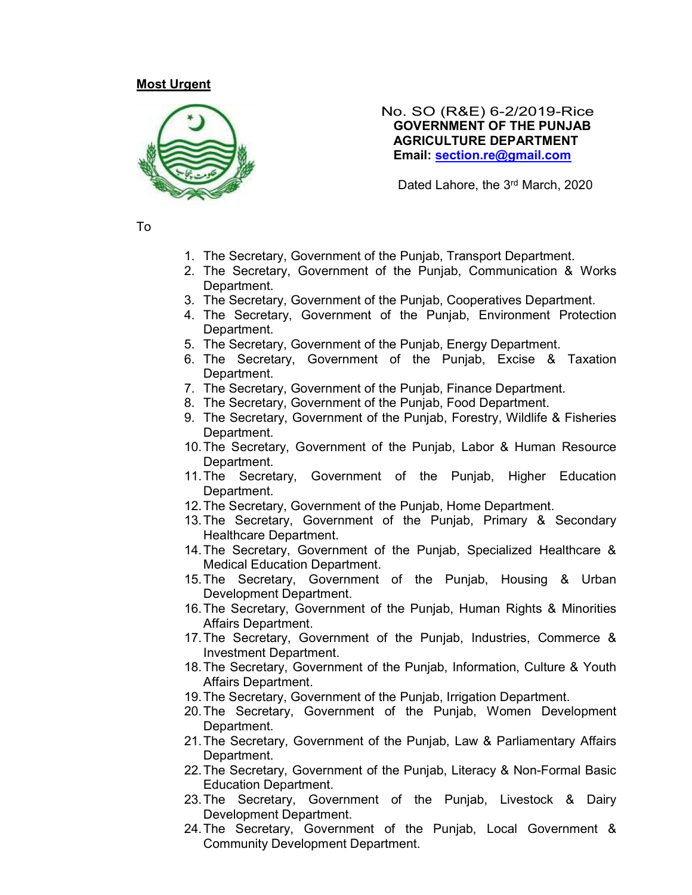**Most Urgent**

No. SO (R&E) 6-2/2019-Rice
**GOVERNMENT OF THE PUNJAB**
**AGRICULTURE DEPARTMENT**
**Email: section.re@gmail.com**

Dated Lahore, the 3rd March, 2020

To

1. The Secretary, Government of the Punjab, Transport Department.
2. The Secretary, Government of the Punjab, Communication & Works Department.
3. The Secretary, Government of the Punjab, Cooperatives Department.
4. The Secretary, Government of the Punjab, Environment Protection Department.
5. The Secretary, Government of the Punjab, Energy Department.
6. The Secretary, Government of the Punjab, Excise & Taxation Department.
7. The Secretary, Government of the Punjab, Finance Department.
8. The Secretary, Government of the Punjab, Food Department.
9. The Secretary, Government of the Punjab, Forestry, Wildlife & Fisheries Department.
10. The Secretary, Government of the Punjab, Labor & Human Resource Department.
11. The Secretary, Government of the Punjab, Higher Education Department.
12. The Secretary, Government of the Punjab, Home Department.
13. The Secretary, Government of the Punjab, Primary & Secondary Healthcare Department.
14. The Secretary, Government of the Punjab, Specialized Healthcare & Medical Education Department.
15. The Secretary, Government of the Punjab, Housing & Urban Development Department.
16. The Secretary, Government of the Punjab, Human Rights & Minorities Affairs Department.
17. The Secretary, Government of the Punjab, Industries, Commerce & Investment Department.
18. The Secretary, Government of the Punjab, Information, Culture & Youth Affairs Department.
19. The Secretary, Government of the Punjab, Irrigation Department.
20. The Secretary, Government of the Punjab, Women Development Department.
21. The Secretary, Government of the Punjab, Law & Parliamentary Affairs Department.
22. The Secretary, Government of the Punjab, Literacy & Non-Formal Basic Education Department.
23. The Secretary, Government of the Punjab, Livestock & Dairy Development Department.
24. The Secretary, Government of the Punjab, Local Government & Community Development Department.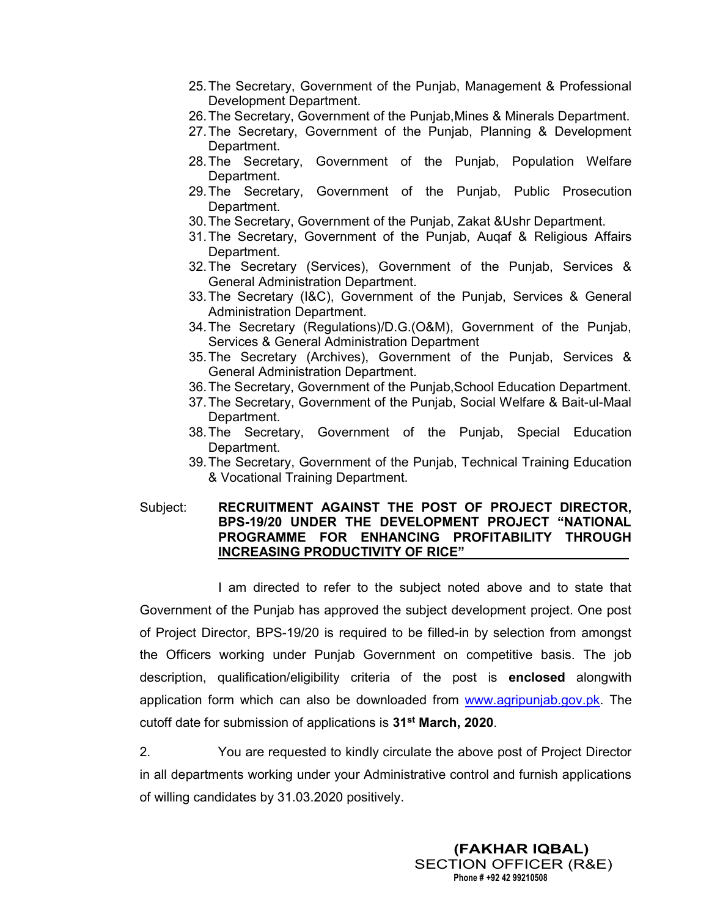25. The Secretary, Government of the Punjab, Management & Professional Development Department.
26. The Secretary, Government of the Punjab,Mines & Minerals Department.
27. The Secretary, Government of the Punjab, Planning & Development Department.
28. The Secretary, Government of the Punjab, Population Welfare Department.
29. The Secretary, Government of the Punjab, Public Prosecution Department.
30. The Secretary, Government of the Punjab, Zakat &Ushr Department.
31. The Secretary, Government of the Punjab, Auqaf & Religious Affairs Department.
32. The Secretary (Services), Government of the Punjab, Services & General Administration Department.
33. The Secretary (I&C), Government of the Punjab, Services & General Administration Department.
34. The Secretary (Regulations)/D.G.(O&M), Government of the Punjab, Services & General Administration Department
35. The Secretary (Archives), Government of the Punjab, Services & General Administration Department.
36. The Secretary, Government of the Punjab,School Education Department.
37. The Secretary, Government of the Punjab, Social Welfare & Bait-ul-Maal Department.
38. The Secretary, Government of the Punjab, Special Education Department.
39. The Secretary, Government of the Punjab, Technical Training Education & Vocational Training Department.

Subject: **RECRUITMENT AGAINST THE POST OF PROJECT DIRECTOR, BPS-19/20 UNDER THE DEVELOPMENT PROJECT "NATIONAL PROGRAMME FOR ENHANCING PROFITABILITY THROUGH INCREASING PRODUCTIVITY OF RICE"**

I am directed to refer to the subject noted above and to state that Government of the Punjab has approved the subject development project. One post of Project Director, BPS-19/20 is required to be filled-in by selection from amongst the Officers working under Punjab Government on competitive basis. The job description, qualification/eligibility criteria of the post is **enclosed** alongwith application form which can also be downloaded from www.agripunjab.gov.pk. The cutoff date for submission of applications is **31st March, 2020**.

2. You are requested to kindly circulate the above post of Project Director in all departments working under your Administrative control and furnish applications of willing candidates by 31.03.2020 positively.

**(FAKHAR IQBAL)**
SECTION OFFICER (R&E)
**Phone # +92 42 99210508**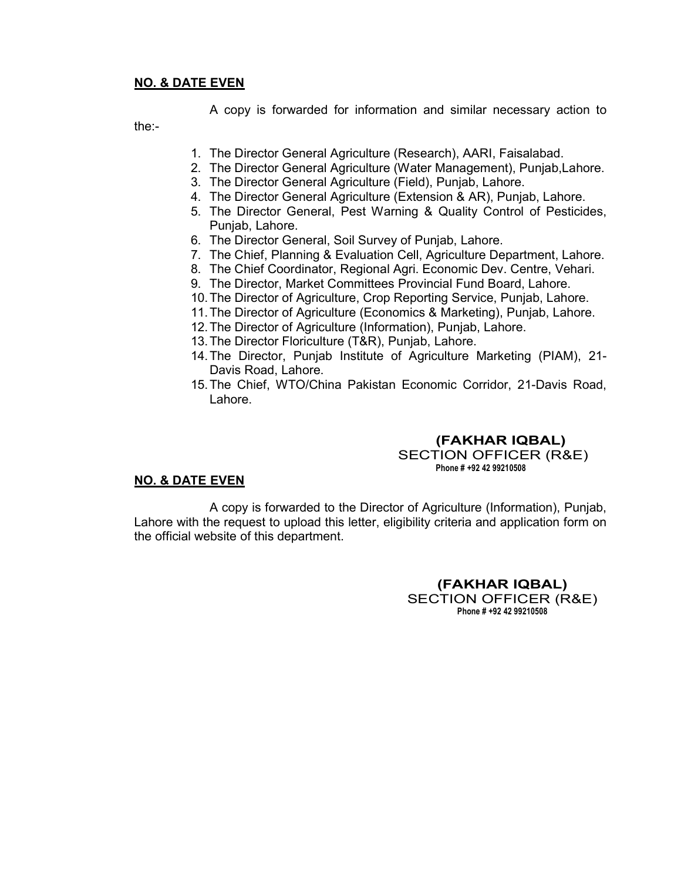**NO. & DATE EVEN**

A copy is forwarded for information and similar necessary action to the:-

1. The Director General Agriculture (Research), AARI, Faisalabad.
2. The Director General Agriculture (Water Management), Punjab,Lahore.
3. The Director General Agriculture (Field), Punjab, Lahore.
4. The Director General Agriculture (Extension & AR), Punjab, Lahore.
5. The Director General, Pest Warning & Quality Control of Pesticides, Punjab, Lahore.
6. The Director General, Soil Survey of Punjab, Lahore.
7. The Chief, Planning & Evaluation Cell, Agriculture Department, Lahore.
8. The Chief Coordinator, Regional Agri. Economic Dev. Centre, Vehari.
9. The Director, Market Committees Provincial Fund Board, Lahore.
10. The Director of Agriculture, Crop Reporting Service, Punjab, Lahore.
11. The Director of Agriculture (Economics & Marketing), Punjab, Lahore.
12. The Director of Agriculture (Information), Punjab, Lahore.
13. The Director Floriculture (T&R), Punjab, Lahore.
14. The Director, Punjab Institute of Agriculture Marketing (PIAM), 21-Davis Road, Lahore.
15. The Chief, WTO/China Pakistan Economic Corridor, 21-Davis Road, Lahore.

**(FAKHAR IQBAL)**
SECTION OFFICER (R&E)
**Phone # +92 42 99210508**

**NO. & DATE EVEN**

A copy is forwarded to the Director of Agriculture (Information), Punjab, Lahore with the request to upload this letter, eligibility criteria and application form on the official website of this department.

**(FAKHAR IQBAL)**
SECTION OFFICER (R&E)
**Phone # +92 42 99210508**